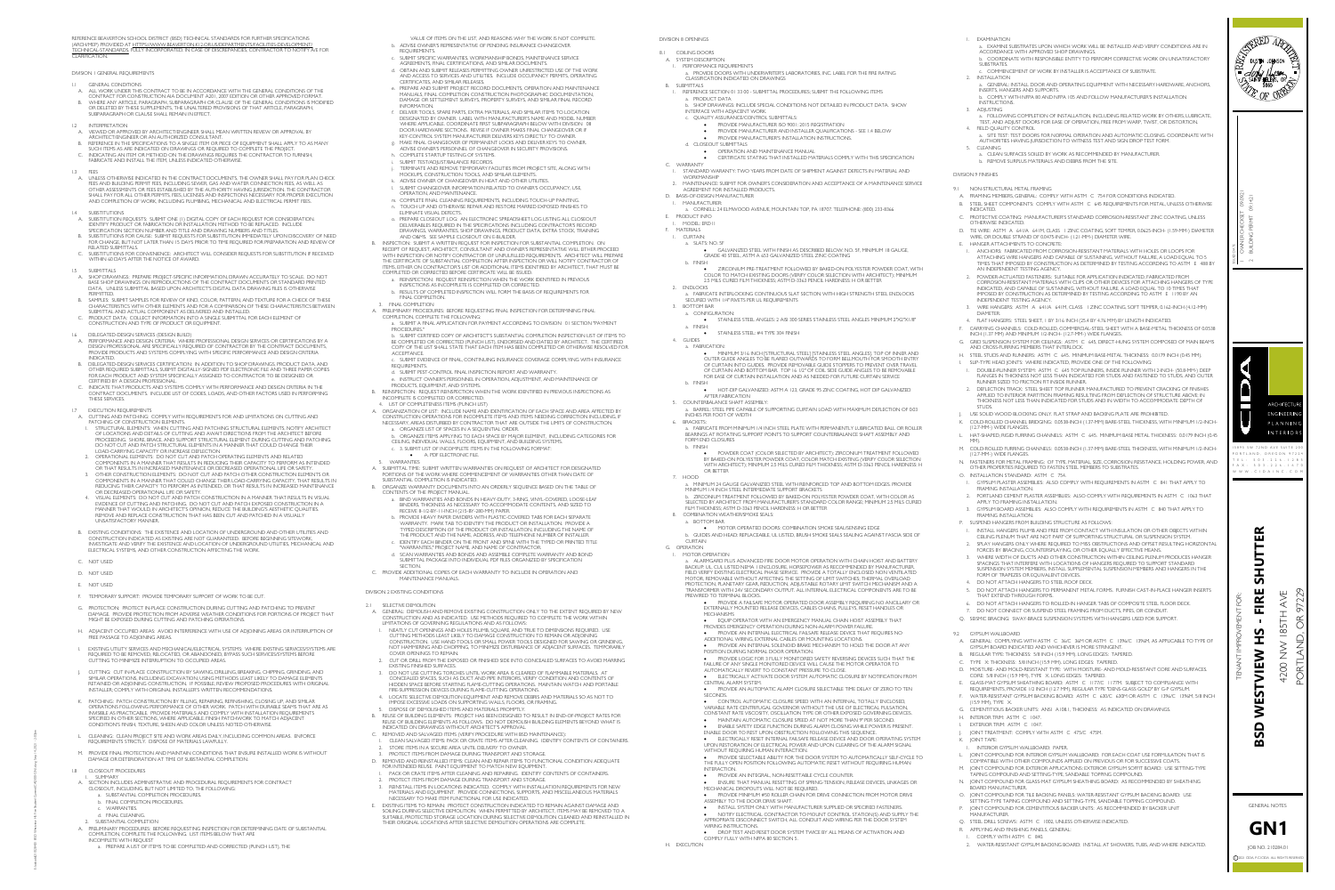REFERENCE BEAVERTON SCHOOL DISTRICT (BSD) TECHNICAL STANDARDS FOR FURTHER SPECIFICATIONS (ARCH/MEP) PROVIDED AT HTTPS://WWW.BEAVERTON.K12.OR.US/DEPARTMENTS/FACILITIES-DEVELOPMENT-TECHNICAL-STANDARDS. FULLY INCORPORATED. IN CASE OF DISCREPANCIES, CONTRACTOR TO NOTIFY A/E FOR CLARIFICATION.

# DIVISION 1 GENERAL REQUIREMENTS

## 1.1 GENERAL CONDITIONS

A. ALL WORK UNDER THIS CONTRACT TO BE IN ACCORDANCE WITH THE GENERAL CONDITIONS OF THE CONTRACT FOR CONSTRUCTION AIA DOCUMENT A201, 2017 EDITION OR OTHER APPROVED FORMAT.

B. WHERE ANY ARTICLE, PARAGRAPH, SUBPARAGRAPH OR CLAUSE OF THE GENERAL CONDITIONS IS MODIFIED OR DELETED BY THESE SUPPLEMENTS, THE UNALTERED PROVISIONS OF THAT ARTICLE, PARAGRAPH, SUBPARAGRAPH OR CLAUSE SHALL REMAIN IN EFFECT.

## 1.2 INTERPRETATION

A. WAIVED OR APPROVED BY ARCHITECT/ENGINEER SHALL MEAN WRITTEN REVIEW OR APPROVAL BY ARCHITECT/ENGINEER OR AN AUTHORIZED CONSULTANT.

B. REFERENCE IN THE SPECIFICATIONS TO A SINGLE ITEM OR PIECE OF EQUIPMENT SHALL APPLY TO AS MANY SUCH ITEMS AS ARE INDICATED ON DRAWINGS OR REQUIRED TO COMPLETE THE PROJECT.

C. INDICATING AN ITEM OR METHOD ON THE DRAWINGS REQUIRES THE CONTRACTOR TO FURNISH, FABRICATE AND INSTALL THE ITEM, UNLESS INDICATED OTHERWISE.

## 1.3 FEES

A. UNLESS OTHERWISE INDICATED IN THE CONTRACT DOCUMENTS, THE OWNER SHALL PAY FOR PLAN CHECK FEES AND BUILDING PERMIT FEES, INCLUDING SEWER, GAS AND WATER CONNECTION FEES, AS WELL AS OTHER ASSESSMENTS OR FEES ESTABLISHED BY THE AUTHORITY HAVING JURISDICTION. THE CONTRACTOR SHALL PAY FOR ALL OTHER PERMITS, FEES, LICENSES AND INSPECTIONS NECESSARY FOR PROPER EXECUTION AND COMPLETION OF WORK, INCLUDING PLUMBING, MECHANICAL AND ELECTRICAL PERMIT FEES.

## 1.4 SUBSTITUTIONS

A. SUBSTITUTION REQUESTS: SUBMIT ONE (1) DIGITAL COPY OF EACH REQUEST FOR CONSIDERATION. IDENTIFY PRODUCT OR FABRICATION OR INSTALLATION METHOD TO BE REPLACED. INCLUDE SPECIFICATION SECTION NUMBER AND TITLE AND DRAWING NUMBERS AND TITLES.

B. SUBSTITUTIONS FOR CAUSE: SUBMIT REQUESTS FOR SUBSTITUTION IMMEDIATELY UPON DISCOVERY OF NEED FOR CHANGE, BUT NOT LATER THAN 15 DAYS PRIOR TO TIME REQUIRED FOR PREPARATION AND REVIEW OF RELATED SUBMITTALS.

C. SUBSTITUTIONS FOR CONVENIENCE: ARCHITECT WILL CONSIDER REQUESTS FOR SUBSTITUTION IF RECEIVED WITHIN 60 DAYS AFTER THE NOTICE OF AWARD.

## 1.5 SUBMITTALS

A. SHOP DRAWINGS: PREPARE PROJECT SPECIFIC INFORMATION, DRAWN ACCURATELY TO SCALE. DO NOT BASE SHOP DRAWINGS ON REPRODUCTIONS OF THE CONTRACT DOCUMENTS OR STANDARD PRINTED DATA, UNLESS SUBMITTAL BASED UPON ARCHITECT'S DIGITAL DATA DRAWING FILES IS OTHERWISE PERMITTED.

B. SAMPLES: SUBMIT SAMPLES FOR REVIEW OF KIND, COLOR, PATTERN, AND TEXTURE FOR A CHECK OF THESE CHARACTERISTICS WITH OTHER ELEMENTS AND FOR A COMPARISON OF THESE CHARACTERISTICS BETWEEN SUBMITTAL AND ACTUAL COMPONENT AS DELIVERED AND INSTALLED.

C. PRODUCT DATA: COLLECT INFORMATION INTO A SINGLE SUBMITTAL FOR EACH ELEMENT OF CONSTRUCTION AND TYPE OF PRODUCT OR EQUIPMENT.

## 1.6 DELEGATED-DESIGN SERVICES (DESIGN BUILD)

A. PERFORMANCE AND DESIGN CRITERIA: WHERE PROFESSIONAL DESIGN SERVICES OR CERTIFICATIONS BY A DESIGN PROFESSIONAL ARE SPECIFICALLY REQUIRED OF CONTRACTOR BY THE CONTRACT DOCUMENTS, PROVIDE PRODUCTS AND SYSTEMS COMPLYING WITH SPECIFIC PERFORMANCE AND DESIGN CRITERIA INDICATED.

B. DELEGATED-DESIGN SERVICES CERTIFICATION: IN ADDITION TO SHOP DRAWINGS, PRODUCT DATA, AND OTHER REQUIRED SUBMITTALS, SUBMIT DIGITALLY-SIGNED PDF ELECTRONIC FILE AND THREE PAPER COPIES FOR EACH PRODUCT AND SYSTEM SPECIFICALLY ASSIGNED TO CONTRACTOR TO BE DESIGNED OR CERTIFIED BY A DESIGN PROFESSIONAL.

C. INDICATE THAT PRODUCTS AND SYSTEMS COMPLY WITH PERFORMANCE AND DESIGN CRITERIA IN THE CONTRACT DOCUMENTS. INCLUDE LIST OF CODES, LOADS, AND OTHER FACTORS USED IN PERFORMING THESE SERVICES.

## 1.7 EXECUTION REQUIREMENTS

A. CUTTING AND PATCHING: COMPLY WITH REQUIREMENTS FOR AND LIMITATIONS ON CUTTING AND PATCHING OF CONSTRUCTION ELEMENTS.

1. STRUCTURAL ELEMENTS: WHEN CUTTING AND PATCHING STRUCTURAL ELEMENTS, NOTIFY ARCHITECT OF LOCATIONS AND DETAILS OF CUTTING AND AWAIT DIRECTIONS FROM THE ARCHITECT BEFORE PROCEEDING. SHORE, BRACE, AND SUPPORT STRUCTURAL ELEMENT DURING CUTTING AND PATCHING. DO NOT CUT AND PATCH STRUCTURAL ELEMENTS IN A MANNER THAT COULD CHANGE THEIR LOAD-CARRYING CAPACITY OR INCREASE DEFLECTION.
2. OPERATIONAL ELEMENTS: DO NOT CUT AND PATCH OPERATING ELEMENTS AND RELATED COMPONENTS IN A MANNER THAT RESULTS IN REDUCING THEIR CAPACITY TO PERFORM AS INTENDED OR THAT RESULTS IN INCREASED MAINTENANCE OR DECREASED OPERATIONAL LIFE OR SAFETY.
3. OTHER CONSTRUCTION ELEMENTS: DO NOT CUT AND PATCH OTHER CONSTRUCTION ELEMENTS OR COMPONENTS IN A MANNER THAT COULD CHANGE THEIR LOAD-CARRYING CAPACITY, THAT RESULTS IN REDUCING THEIR CAPACITY TO PERFORM AS INTENDED, OR THAT RESULTS IN INCREASED MAINTENANCE OR DECREASED OPERATIONAL LIFE OR SAFETY.
4. VISUAL ELEMENTS: DO NOT CUT AND PATCH CONSTRUCTION IN A MANNER THAT RESULTS IN VISUAL EVIDENCE OF CUTTING AND PATCHING. DO NOT CUT AND PATCH EXPOSED CONSTRUCTION IN A MANNER THAT WOULD, IN ARCHITECT'S OPINION, REDUCE THE BUILDING'S AESTHETIC QUALITIES. REMOVE AND REPLACE CONSTRUCTION THAT HAS BEEN CUT AND PATCHED IN A VISUALLY UNSATISFACTORY MANNER.

B. EXISTING CONDITIONS: THE EXISTENCE AND LOCATION OF UNDERGROUND AND OTHER UTILITIES AND CONSTRUCTION INDICATED AS EXISTING ARE NOT GUARANTEED. BEFORE BEGINNING SITEWORK, INVESTIGATE AND VERIFY THE EXISTENCE AND LOCATION OF UNDERGROUND UTILITIES, MECHANICAL AND ELECTRICAL SYSTEMS, AND OTHER CONSTRUCTION AFFECTING THE WORK.

C. NOT USED

D. NOT USED

E. NOT USED

F. TEMPORARY SUPPORT: PROVIDE TEMPORARY SUPPORT OF WORK TO BE CUT.

G. PROTECTION: PROTECT IN-PLACE CONSTRUCTION DURING CUTTING AND PATCHING TO PREVENT DAMAGE. PROVIDE PROTECTION FROM ADVERSE WEATHER CONDITIONS FOR PORTIONS OF PROJECT THAT MIGHT BE EXPOSED DURING CUTTING AND PATCHING OPERATIONS.

H. ADJACENT OCCUPIED AREAS: AVOID INTERFERENCE WITH USE OF ADJOINING AREAS OR INTERRUPTION OF FREE PASSAGE TO ADJOINING AREAS.

I. EXISTING UTILITY SERVICES AND MECHANICAL/ELECTRICAL SYSTEMS: WHERE EXISTING SERVICES/SYSTEMS ARE REQUIRED TO BE REMOVED, RELOCATED, OR ABANDONED, BYPASS SUCH SERVICES/SYSTEMS BEFORE CUTTING TO MINIMIZE INTERRUPTION TO OCCUPIED AREAS.

J. CUTTING: CUT IN-PLACE CONSTRUCTION BY SAWING, DRILLING, BREAKING, CHIPPING, GRINDING, AND SIMILAR OPERATIONS, INCLUDING EXCAVATION, USING METHODS LEAST LIKELY TO DAMAGE ELEMENTS RETAINED OR ADJOINING CONSTRUCTION. IF POSSIBLE, REVIEW PROPOSED PROCEDURES WITH ORIGINAL INSTALLER; COMPLY WITH ORIGINAL INSTALLER'S WRITTEN RECOMMENDATIONS.

K. PATCHING: PATCH CONSTRUCTION BY FILLING, REPAIRING, REFINISHING, CLOSING UP, AND SIMILAR OPERATIONS FOLLOWING PERFORMANCE OF OTHER WORK. PATCH WITH DURABLE SEAMS THAT ARE AS INVISIBLE AS PRACTICABLE. PROVIDE MATERIALS AND COMPLY WITH INSTALLATION REQUIREMENTS SPECIFIED IN OTHER SECTIONS, WHERE APPLICABLE. FINISH PATCHWORK TO MATCH ADJACENT CONDITION'S FINISH, TEXTURE, SHEEN AND COLOR UNLESS NOTED OTHERWISE.

L. CLEANING: CLEAN PROJECT SITE AND WORK AREAS DAILY, INCLUDING COMMON AREAS. ENFORCE REQUIREMENTS STRICTLY. DISPOSE OF MATERIALS LAWFULLY.

M. PROVIDE FINAL PROTECTION AND MAINTAIN CONDITIONS THAT ENSURE INSTALLED WORK IS WITHOUT DAMAGE OR DETERIORATION AT TIME OF SUBSTANTIAL COMPLETION.

## 1.8 CLOSEOUT PROCEDURES

1. SUMMARY
   A. SECTION INCLUDES ADMINISTRATIVE AND PROCEDURAL REQUIREMENTS FOR CONTRACT CLOSEOUT, INCLUDING, BUT NOT LIMITED TO, THE FOLLOWING:
   a. SUBSTANTIAL COMPLETION PROCEDURES.
   b. FINAL COMPLETION PROCEDURES.
   c. WARRANTIES.
   d. FINAL CLEANING.

2. SUBSTANTIAL COMPLETION
   A. PRELIMINARY PROCEDURES: BEFORE REQUESTING INSPECTION FOR DETERMINING DATE OF SUBSTANTIAL COMPLETION, COMPLETE THE FOLLOWING. LIST ITEMS BELOW THAT ARE INCOMPLETE WITH REQUEST.
   a. PREPARE A LIST OF ITEMS TO BE COMPLETED AND CORRECTED (PUNCH LIST), THE VALUE OF ITEMS ON THE LIST, AND REASONS WHY THE WORK IS NOT COMPLETE.
   b. ADVISE OWNER'S REPRESENTATIVE OF PENDING INSURANCE CHANGEOVER REQUIREMENTS.
   c. SUBMIT SPECIFIC WARRANTIES, WORKMANSHIP BONDS, MAINTENANCE SERVICE AGREEMENTS, FINAL CERTIFICATIONS, AND SIMILAR DOCUMENTS.
   d. OBTAIN AND SUBMIT RELEASES PERMITTING OWNER UNRESTRICTED USE OF THE WORK AND ACCESS TO SERVICES AND UTILITIES. INCLUDE OCCUPANCY PERMITS, OPERATING CERTIFICATES, AND SIMILAR RELEASES.
   e. PREPARE AND SUBMIT PROJECT RECORD DOCUMENTS, OPERATION AND MAINTENANCE MANUALS, FINAL COMPLETION CONSTRUCTION PHOTOGRAPHIC DOCUMENTATION, DAMAGE OR SETTLEMENT SURVEYS, PROPERTY SURVEYS, AND SIMILAR FINAL RECORD INFORMATION.
   f. DELIVER TOOLS, SPARE PARTS, EXTRA MATERIALS, AND SIMILAR ITEMS TO LOCATION DESIGNATED BY OWNER. LABEL WITH MANUFACTURER'S NAME AND MODEL NUMBER WHERE APPLICABLE. COORDINATE FIRST SUBPARAGRAPH BELOW WITH DIVISION 08 DOOR HARDWARE SECTIONS. REVISE IF OWNER MAKES FINAL CHANGEOVER OR IF KEY-CONTROL SYSTEM MANUFACTURER DELIVERS KEYS DIRECTLY TO OWNER.
   g. MAKE FINAL CHANGEOVER OF PERMANENT LOCKS AND DELIVER KEYS TO OWNER. ADVISE OWNER'S PERSONNEL OF CHANGEOVER IN SECURITY PROVISIONS.
   h. COMPLETE STARTUP TESTING OF SYSTEMS.
   i. SUBMIT TEST/ADJUST/BALANCE RECORDS.
   j. TERMINATE AND REMOVE TEMPORARY FACILITIES FROM PROJECT SITE, ALONG WITH MOCKUPS, CONSTRUCTION TOOLS, AND SIMILAR ELEMENTS.
   k. ADVISE OWNER OF CHANGEOVER IN HEAT AND OTHER UTILITIES.
   l. SUBMIT CHANGEOVER INFORMATION RELATED TO OWNER'S OCCUPANCY, USE, OPERATION, AND MAINTENANCE.
   m. COMPLETE FINAL CLEANING REQUIREMENTS, INCLUDING TOUCH-UP PAINTING.
   n. TOUCH UP AND OTHERWISE REPAIR AND RESTORE MARRED EXPOSED FINISHES TO ELIMINATE VISUAL DEFECTS.
   o. PREPARE CLOSEOUT LOG: AN ELECTRONIC SPREADSHEET LOG LISTING ALL CLOSEOUT DELIVERABLES REQUIRED IN THE SPECIFICATIONS INCLUDING CONTRACTOR'S RECORD DRAWINGS, WARRANTIES, SHOP DRAWINGS, PRODUCT DATA, EXTRA STOCK, TRAINING AND O&M'S. SEE SAMPLE CLOSEOUT LOG IN E-BUILDER.

   B. INSPECTION: SUBMIT A WRITTEN REQUEST FOR INSPECTION FOR SUBSTANTIAL COMPLETION. ON RECEIPT OF REQUEST, ARCHITECT WILL EITHER PROCEED WITH INSPECTION OR NOTIFY CONTRACTOR OF UNFULFILLED REQUIREMENTS. ARCHITECT WILL PREPARE THE CERTIFICATE OF SUBSTANTIAL COMPLETION AFTER INSPECTION OR WILL NOTIFY CONTRACTOR OF ITEMS, EITHER ON CONTRACTOR'S LIST OR ADDITIONAL ITEMS IDENTIFIED BY ARCHITECT, THAT MUST BE COMPLETED OR CORRECTED BEFORE CERTIFICATE WILL BE ISSUED.
   a. REINSPECTION: REQUEST REINSPECTION WHEN THE WORK IDENTIFIED IN PREVIOUS INSPECTIONS AS INCOMPLETE IS COMPLETED OR CORRECTED.
   b. RESULTS OF COMPLETED INSPECTION WILL FORM THE BASIS OF REQUIREMENTS FOR FINAL COMPLETION.

3. FINAL COMPLETION
   A. PRELIMINARY PROCEDURES: BEFORE REQUESTING FINAL INSPECTION FOR DETERMINING FINAL COMPLETION, COMPLETE THE FOLLOWING:
   a. SUBMIT A FINAL APPLICATION FOR PAYMENT ACCORDING TO DIVISION 01 SECTION "PAYMENT PROCEDURES."
   b. SUBMIT CERTIFIED COPY OF ARCHITECT'S SUBSTANTIAL COMPLETION INSPECTION LIST OF ITEMS TO BE COMPLETED OR CORRECTED (PUNCH LIST), ENDORSED AND DATED BY ARCHITECT. THE CERTIFIED COPY OF THE LIST SHALL STATE THAT EACH ITEM HAS BEEN COMPLETED OR OTHERWISE RESOLVED FOR ACCEPTANCE.
   c. SUBMIT EVIDENCE OF FINAL, CONTINUING INSURANCE COVERAGE COMPLYING WITH INSURANCE REQUIREMENTS.
   d. SUBMIT PEST-CONTROL FINAL INSPECTION REPORT AND WARRANTY.
   e. INSTRUCT OWNER'S PERSONNEL IN OPERATION, ADJUSTMENT, AND MAINTENANCE OF PRODUCTS, EQUIPMENT, AND SYSTEMS.

   B. REINSPECTION: REQUEST REINSPECTION WHEN THE WORK IDENTIFIED IN PREVIOUS INSPECTIONS AS INCOMPLETE IS COMPLETED OR CORRECTED.

4. LIST OF INCOMPLETE ITEMS (PUNCH LIST)
   A. ORGANIZATION OF LIST: INCLUDE NAME AND IDENTIFICATION OF EACH SPACE AND AREA AFFECTED BY CONSTRUCTION OPERATIONS FOR INCOMPLETE ITEMS AND ITEMS NEEDING CORRECTION INCLUDING, IF NECESSARY, AREAS DISTURBED BY CONTRACTOR THAT ARE OUTSIDE THE LIMITS OF CONSTRUCTION.
   a. ORGANIZE LIST OF SPACES IN A SEQUENTIAL ORDER.
   b. ORGANIZE ITEMS APPLYING TO EACH SPACE BY MAJOR ELEMENT, INCLUDING CATEGORIES FOR CEILING, INDIVIDUAL WALLS, FLOORS, EQUIPMENT, AND BUILDING SYSTEMS.
   c. SUBMIT LIST OF INCOMPLETE ITEMS IN THE FOLLOWING FORMAT:
   - A PDF ELECTRONIC FILE.

5. WARRANTIES
   A. SUBMITTAL TIME: SUBMIT WRITTEN WARRANTIES ON REQUEST OF ARCHITECT FOR DESIGNATED PORTIONS OF THE WORK WHERE COMMENCEMENT OF WARRANTIES OTHER THAN DATE OF SUBSTANTIAL COMPLETION IS INDICATED.
   B. ORGANIZE WARRANTY DOCUMENTS INTO AN ORDERLY SEQUENCE BASED ON THE TABLE OF CONTENTS OF THE PROJECT MANUAL.
   a. BIND WARRANTIES AND BONDS IN HEAVY-DUTY, 3-RING, VINYL-COVERED, LOOSE-LEAF BINDERS, THICKNESS AS NECESSARY TO ACCOMMODATE CONTENTS, AND SIZED TO RECEIVE 8-1/2-BY-11-INCH (215-BY-280-MM) PAPER.
   b. PROVIDE HEAVY PAPER DIVIDERS WITH PLASTIC-COVERED TABS FOR EACH SEPARATE WARRANTY. MARK TAB TO IDENTIFY THE PRODUCT OR INSTALLATION. PROVIDE A TYPED DESCRIPTION OF THE PRODUCT OR INSTALLATION, INCLUDING THE NAME OF THE PRODUCT AND THE NAME, ADDRESS, AND TELEPHONE NUMBER OF INSTALLER.
   c. IDENTIFY EACH BINDER ON THE FRONT AND SPINE WITH THE TYPED OR PRINTED TITLE "WARRANTIES," PROJECT NAME, AND NAME OF CONTRACTOR.
   d. SCAN WARRANTIES AND BONDS AND ASSEMBLE COMPLETE WARRANTY AND BOND SUBMITTAL PACKAGE INTO INDIVIDUAL PDF FILES ORGANIZED BY SPECIFICATION SECTION.
   C. PROVIDE ADDITIONAL COPIES OF EACH WARRANTY TO INCLUDE IN OPERATION AND MAINTENANCE MANUALS.

# DIVISION 2 EXISTING CONDITIONS

## 2.1 SELECTIVE DEMOLITION

A. GENERAL: DEMOLISH AND REMOVE EXISTING CONSTRUCTION ONLY TO THE EXTENT REQUIRED BY NEW CONSTRUCTION AND AS INDICATED. USE METHODS REQUIRED TO COMPLETE THE WORK WITHIN LIMITATIONS OF GOVERNING REGULATIONS AND AS FOLLOWS:

1. NEATLY CUT OPENINGS AND HOLES PLUMB, SQUARE, AND TRUE TO DIMENSIONS REQUIRED. USE CUTTING METHODS LEAST LIKELY TO DAMAGE CONSTRUCTION TO REMAIN OR ADJOINING CONSTRUCTION. USE HAND TOOLS OR SMALL POWER TOOLS DESIGNED FOR SAWING OR GRINDING, NOT HAMMERING AND CHOPPING, TO MINIMIZE DISTURBANCE OF ADJACENT SURFACES. TEMPORARILY COVER OPENINGS TO REMAIN.
2. CUT OR DRILL FROM THE EXPOSED OR FINISHED SIDE INTO CONCEALED SURFACES TO AVOID MARRING EXISTING FINISHED SURFACES.
3. DO NOT USE CUTTING TORCHES UNTIL WORK AREA IS CLEARED OF FLAMMABLE MATERIALS. AT CONCEALED SPACES, SUCH AS DUCT AND PIPE INTERIORS, VERIFY CONDITION AND CONTENTS OF HIDDEN SPACE BEFORE STARTING FLAME-CUTTING OPERATIONS. MAINTAIN WATCH AND PORTABLE FIRE-SUPPRESSION DEVICES DURING FLAME-CUTTING OPERATIONS.
4. LOCATE SELECTIVE DEMOLITION EQUIPMENT AND REMOVE DEBRIS AND MATERIALS SO AS NOT TO IMPOSE EXCESSIVE LOADS ON SUPPORTING WALLS, FLOORS, OR FRAMING.
5. DISPOSE OF DEMOLISHED ITEMS AND MATERIALS PROMPTLY.

B. REUSE OF BUILDING ELEMENTS: PROJECT HAS BEEN DESIGNED TO RESULT IN END-OF-PROJECT RATES FOR REUSE OF BUILDING ELEMENTS AS FOLLOWS. DO NOT DEMOLISH BUILDING ELEMENTS BEYOND WHAT IS INDICATED ON DRAWINGS WITHOUT ARCHITECT'S APPROVAL.

C. REMOVED AND SALVAGED ITEMS (VERIFY PROCEDURE WITH BSD MAINTENANCE):
1. CLEAN SALVAGED ITEMS. PACK OR CRATE ITEMS AFTER CLEANING. IDENTIFY CONTENTS OF CONTAINERS.
2. STORE ITEMS IN A SECURE AREA UNTIL DELIVERY TO OWNER.
3. PROTECT ITEMS FROM DAMAGE DURING TRANSPORT AND STORAGE.

D. REMOVED AND REINSTALLED ITEMS: CLEAN AND REPAIR ITEMS TO FUNCTIONAL CONDITION ADEQUATE FOR INTENDED REUSE. PAINT EQUIPMENT TO MATCH NEW EQUIPMENT.
1. PACK OR CRATE ITEMS AFTER CLEANING AND REPAIRING. IDENTIFY CONTENTS OF CONTAINERS.
2. PROTECT ITEMS FROM DAMAGE DURING TRANSPORT AND STORAGE.
3. REINSTALL ITEMS IN LOCATIONS INDICATED. COMPLY WITH INSTALLATION REQUIREMENTS FOR NEW MATERIALS AND EQUIPMENT. PROVIDE CONNECTIONS, SUPPORTS, AND MISCELLANEOUS MATERIALS NECESSARY TO MAKE ITEM FUNCTIONAL FOR USE INDICATED.

E. EXISTING ITEMS TO REMAIN: PROTECT CONSTRUCTION INDICATED TO REMAIN AGAINST DAMAGE AND SOILING DURING SELECTIVE DEMOLITION. WHEN PERMITTED BY ARCHITECT, ITEMS MAY BE REMOVED TO A SUITABLE, PROTECTED STORAGE LOCATION DURING SELECTIVE DEMOLITION AND CLEANED AND REINSTALLED IN THEIR ORIGINAL LOCATIONS AFTER SELECTIVE DEMOLITION OPERATIONS ARE COMPLETE.

# DIVISION 8 OPENINGS

## 8.1 COILING DOORS

A. SYSTEM DESCRIPTION
1. PERFORMANCE REQUIREMENTS
   a. PROVIDE DOORS WITH UNDERWRITER'S LABORATORIES, INC. LABEL FOR THE FIRE RATING CLASSIFICATION INDICATED ON DRAWINGS.

B. SUBMITTALS
1. REFERENCE SECTION 01 33 00 - SUBMITTAL PROCEDURES; SUBMIT THE FOLLOWING ITEMS:
   a. PRODUCT DATA
   b. SHOP DRAWINGS: INCLUDE SPECIAL CONDITIONS NOT DETAILED IN PRODUCT DATA. SHOW INTERFACE WITH ADJACENT WORK.
   c. QUALITY ASSURANCE/CONTROL SUBMITTALS:
   - PROVIDE MANUFACTURER ISO 9001: 2015 REGISTRATION
   - PROVIDE MANUFACTURER AND INSTALLER QUALIFICATIONS - SEE 1.4 BELOW
   - PROVIDE MANUFACTURER'S INSTALLATION INSTRUCTIONS.
   d. CLOSEOUT SUBMITTALS:
   - OPERATION AND MAINTENANCE MANUAL
   - CERTIFICATE STATING THAT THE INSTALLED MATERIALS COMPLY WITH THIS SPECIFICATION

C. WARRANTY
1. STANDARD WARRANTY: TWO YEARS FROM DATE OF SHIPMENT AGAINST DEFECTS IN MATERIAL AND WORKMANSHIP
2. MAINTENANCE: SUBMIT FOR OWNER'S CONSIDERATION AND ACCEPTANCE OF A MAINTENANCE SERVICE AGREEMENT FOR INSTALLED PRODUCTS.

D. BASIS-OF-DESIGN MANUFACTURER
1. MANUFACTURER:
   a. CORNELL, 24 ELMWOOD AVENUE, MOUNTAIN TOP, PA 18707, TELEPHONE: (800) 233-8366

E. PRODUCT INFO
1. MODEL: ERD11

F. MATERIALS
1. CURTAIN:
   a. SLATS: NO. 5F
   - GALVANIZED STEEL WITH FINISH AS DESCRIBED BELOW. NO. 5F, MINIMUM 18 GAUGE, GRADE 40 STEEL, WITH A G53 GALVANIZED STEEL ZINC COATING.
   b. FINISH:
   - ZIRCONIUM PRE-TREATMENT FOLLOWED BY BAKED-ON POLYESTER POWDER COAT, WITH COLOR TO MATCH EXISTING DOORS (VERIFY COLOR SELECTION WITH ARCHITECT); MINIMUM 2.5 MILS CURED FILM THICKNESS, ASTM D-3363 PENCIL HARDNESS H OR BETTER.
2. ENDLOCKS:
   a. FABRICATE INTERLOCKING CONTINUOUS SLAT SECTION WITH HIGH STRENGTH STEEL ENDLOCKS SECURED WITH 1/4" RIVETS PER UL REQUIREMENTS.
3. BOTTOM BAR:
   a. CONFIGURATION:
   - STAINLESS STEEL ANGLES; 2 AISI 300 SERIES STAINLESS STEEL ANGLES MINIMUM 2"X2"X1/8"
   b. FINISH:
   - STAINLESS STEEL: #4 TYPE 304 FINISH
4. GUIDES
   a. FABRICATION:
   - MINIMUM 3/16 INCH (STRUCTURAL STEEL [STAINLESS STEEL ANGLES]) TOP OF INNER AND OUTER GUIDE ANGLES TO BE FLARED OUTWARD TO FORM BELLMOUTH FOR SMOOTH ENTRY OF CURTAIN INTO GUIDES. PROVIDE REMOVABLE GUIDE STOPPERS TO PREVENT OVER TRAVEL OF CURTAIN AND BOTTOM BAR. TOP 1/4" OF COIL SIDE GUIDE ANGLES TO BE REMOVABLE FOR EASE OF CURTAIN INSTALLATION AND AS NEEDED FOR FUTURE CURTAIN SERVICE.
   b. FINISH:
   - HOT-DIP GALVANIZED: ASTM A 123, GRADE 95 ZINC COATING, HOT DIP GALVANIZED AFTER FABRICATION.
5. COUNTERBALANCE SHAFT ASSEMBLY:
   a. BARREL: STEEL PIPE CAPABLE OF SUPPORTING CURTAIN LOAD WITH MAXIMUM DEFLECTION OF 0.03 INCHES PER FOOT OF WIDTH.
6. BRACKETS:
   a. FABRICATE FROM MINIMUM 1/4 INCH STEEL PLATE WITH PERMANENTLY LUBRICATED BALL OR ROLLER BEARINGS AT ROTATING SUPPORT POINTS TO SUPPORT COUNTERBALANCE SHAFT ASSEMBLY AND FORM END CLOSURES.
   b. FINISH:
   - POWDER COAT (COLOR SELECTED BY ARCHITECT): ZIRCONIUM PRE-TREATMENT FOLLOWED BY BAKED-ON POLYESTER POWDER COAT, COLOR MATCH EXISTING (VERIFY COLOR SELECTION WITH ARCHITECT); MINIMUM 2.5 MILS CURED FILM THICKNESS, ASTM D-3363 PENCIL HARDNESS H OR BETTER.
7. HOOD:
   a. MINIMUM 24 GAUGE GALVANIZED STEEL WITH REINFORCED TOP AND BOTTOM EDGES. PROVIDE MINIMUM 1/4 INCH STEEL INTERMEDIATE SUPPORT BRACKETS.
   b. ZIRCONIUM TREATMENT FOLLOWED BY BAKED-ON POLYESTER POWDER COAT, WITH COLOR AS SELECTED BY ARCHITECT FROM MANUFACTURER'S STANDARD COLOR RANGE; MINIMUM 2.5 MILS CURED FILM THICKNESS, ASTM D-3363 PENCIL HARDNESS H OR BETTER.
8. COMBINATION WEATHER/SMOKE SEALS:
   a. BOTTOM BAR:
   - MOTOR OPERATED DOORS: COMBINATION SMOKE SEAL/SENSING EDGE
   b. GUIDES AND HEAD: REPLACEABLE, UL LISTED, BRUSH SMOKE SEALS SEALING AGAINST FASCIA SIDE OF CURTAIN.

G. OPERATION
1. MOTOR OPERATION:
   a. ALARMGARD PLUS ADVANCED FIRE DOOR MOTOR OPERATION WITH CHAIN HOIST AND BATTERY BACKUP. UL, CUL LISTED NEMA 1 ENCLOSURE, HORSEPOWER AS RECOMMENDED BY MANUFACTURER, FIELD VERIFY EXISTING ELECTRICAL PHASE SERVICE. PROVIDE A TOTALLY ENCLOSED NON VENTILATED MOTOR, REMOVABLE WITHOUT AFFECTING THE SETTING OF LIMIT SWITCHES, THERMAL OVERLOAD PROTECTION, PLANETARY GEAR REDUCTION, ADJUSTABLE ROTARY LIMIT SWITCH MECHANISM AND A TRANSFORMER WITH 24V SECONDARY OUTPUT. ALL INTERNAL ELECTRICAL COMPONENTS ARE TO BE PREWIRED TO TERMINAL BLOCKS.
   - PROVIDE A FAILSAFE MOTOR OPERATED DOOR ASSEMBLY REQUIRING NO ANCILLARY OR EXTERNALLY MOUNTED RELEASE DEVICES, CABLES CHAINS, PULLEYS, HANDLES OR MECHANISMS.
   - EQUIP OPERATOR WITH AN EMERGENCY MANUAL CHAIN HOIST ASSEMBLY THAT PROVIDES EMERGENCY OPERATION DURING NON-ALARM POWER FAILURE.
   - PROVIDE AN INTERNAL ELECTRICAL FAILSAFE RELEASE DEVICE THAT REQUIRES NO ADDITIONAL WIRING, EXTERNAL CABLES OR MOUNTING LOCATIONS.
   - PROVIDE AN INTERNAL SOLENOID BRAKE MECHANISM TO HOLD THE DOOR AT ANY POSITION DURING NORMAL DOOR OPERATION.
   - PROVIDE LOGIC FOR STU-LT MONITORED SAFETY REVERSING DEVICES SUCH THAT THE FAILURE OF ANY SINGLE MONITORED DEVICE WILL CAUSE THE MOTOR OPERATOR TO AUTOMATICALLY REVERT TO CONSTANT PRESSURE TO CLOSE.
   - ELECTRICALLY ACTIVATE DOOR SYSTEM AUTOMATIC CLOSURE BY NOTIFICATION FROM CENTRAL ALARM SYSTEM.
   - PROVIDE AN AUTOMATIC ALARM CLOSURE SELECTABLE TIME DELAY OF ZERO TO TEN SECONDS.
   - CONTROL AUTOMATIC CLOSURE SPEED WITH AN INTERNAL TOTALLY ENCLOSED, VARIABLE RATE CENTRIFUGAL GOVERNOR WITHOUT THE USE OF ELECTRICAL PULSATION, CONSTANT RATE VISCOSITY, OSCILLATION TYPE OR OTHER EXPOSED GOVERNING DEVICES.
   - MAINTAIN AUTOMATIC CLOSURE SPEED AT NOT MORE THAN 9" PER SECOND.
   - ENABLE SAFETY EDGE FUNCTION DURING ALARM CLOSING WHILE POWER IS PRESENT. ENABLE DOOR TO REST UPON OBSTRUCTION FOLLOWING THE SEQUENCE.
   - ELECTRONICALLY RESET INTERNAL FAILSAFE RELEASE DEVICE AND DOOR OPERATING SYSTEM UPON RESTORATION OF BUILDING POWER AND UPON CLEARING OF THE ALARM SIGNAL WITHOUT REQUIRING HUMAN INTERACTION.
   - PROVIDE SELECTABLE ABILITY FOR THE DOOR SYSTEM TO AUTOMATICALLY SELF-CYCLE TO THE FULLY OPEN POSITION FOLLOWING AUTOMATIC RESET WITHOUT REQUIRING HUMAN INTERACTION.
   - PROVIDE AN INTEGRAL, NON-RESETTABLE CYCLE COUNTER.
   - ENSURE THAT MANUAL RESETTING OF SPRING TENSION, RELEASE DEVICES, LINKAGES OR MECHANICAL DROPOUTS WILL NOT BE REQUIRED.
   - PROVIDE MINIMUM #50 ROLLER CHAIN FOR DRIVE CONNECTION FROM MOTOR DRIVE ASSEMBLY TO THE DOOR DRIVE SHAFT.
   - INSTALL SYSTEM ONLY WITH MANUFACTURER SUPPLIED OR SPECIFIED FASTENERS.
   - NOTIFY ELECTRICAL CONTRACTOR TO MOUNT CONTROL STATION(S) AND SUPPLY THE APPROPRIATE DISCONNECT SWITCH. ALL CONDUIT AND WIRING FOR THE DOOR SYSTEM WIRING INSTRUCTIONS.
   - DROP TEST AND RESET DOOR SYSTEM TWICE BY ALL MEANS OF ACTIVATION AND COMPLY FULLY WITH NFPA 80 SECTION 5.

H. EXECUTION
1. EXAMINATION
   a. EXAMINE SUBSTRATES UPON WHICH DOOR WILL BE INSTALLED AND VERIFY CONDITIONS ARE IN ACCORDANCE WITH APPROVED SHOP DRAWINGS.
   b. COORDINATE WITH RESPONSIBLE ENTITY TO PERFORM CORRECTIVE WORK ON UNSATISFACTORY SUBSTRATES.
   c. COMMENCEMENT OF WORK BY INSTALLER IS ACCEPTANCE OF SUBSTRATE.
2. INSTALLATION
   a. GENERAL: INSTALL DOOR AND OPERATING EQUIPMENT WITH NECESSARY HARDWARE, ANCHORS, INSERTS, HANGERS AND SUPPORTS.
   b. COMPLY WITH NFPA 80 AND NFPA 105 AND FOLLOW MANUFACTURER'S INSTALLATION INSTRUCTIONS.
3. ADJUSTING
   a. FOLLOWING COMPLETION OF INSTALLATION, INCLUDING RELATED WORK BY OTHERS, LUBRICATE, TEST, AND ADJUST DOORS FOR EASE OF OPERATION, FREE FROM WARP, TWIST, OR DISTORTION.
4. FIELD QUALITY CONTROL
   a. SITE TEST: TEST DOORS FOR NORMAL OPERATION AND AUTOMATIC CLOSING. COORDINATE WITH AUTHORITIES HAVING JURISDICTION TO WITNESS TEST AND SIGN DROP TEST FORM.
5. CLEANING
   a. CLEAN SURFACES SOILED BY WORK AS RECOMMENDED BY MANUFACTURER.
   b. REMOVE SURPLUS MATERIALS AND DEBRIS FROM THE SITE.

# DIVISION 9 FINISHES

## 9.1 NON-STRUCTURAL METAL FRAMING

A. FRAMING MEMBERS, GENERAL: COMPLY WITH ASTM C 754 FOR CONDITIONS INDICATED.

B. STEEL SHEET COMPONENTS: COMPLY WITH ASTM C 645 REQUIREMENTS FOR METAL, UNLESS OTHERWISE INDICATED.

C. PROTECTIVE COATING: MANUFACTURER'S STANDARD CORROSION-RESISTANT ZINC COATING, UNLESS OTHERWISE INDICATED.

D. TIE WIRE: ASTM A 641/A 641M, CLASS 1 ZINC COATING, SOFT TEMPER, 0.0625-INCH- (1.59-MM-) DIAMETER WIRE, OR DOUBLE STRAND OF 0.0475-INCH- (1.21-MM-) DIAMETER WIRE.

E. HANGER ATTACHMENTS TO CONCRETE:
1. ANCHORS: FABRICATED FROM CORROSION-RESISTANT MATERIALS WITH HOLES OR LOOPS FOR ATTACHING WIRE HANGERS AND CAPABLE OF SUSTAINING, WITHOUT FAILURE, A LOAD EQUAL TO 5 TIMES THAT IMPOSED BY CONSTRUCTION AS DETERMINED BY TESTING ACCORDING TO ASTM E 488 BY AN INDEPENDENT TESTING AGENCY.
2. POWDER-ACTUATED FASTENERS: SUITABLE FOR APPLICATION INDICATED, FABRICATED FROM CORROSION-RESISTANT MATERIALS WITH CLIPS OR OTHER DEVICES FOR ATTACHING HANGERS OF TYPE INDICATED, AND CAPABLE OF SUSTAINING, WITHOUT FAILURE, A LOAD EQUAL TO 10 TIMES THAT IMPOSED BY CONSTRUCTION AS DETERMINED BY TESTING ACCORDING TO ASTM E 1190 BY AN INDEPENDENT TESTING AGENCY.
3. WIRE HANGERS: ASTM A 641/A 641M, CLASS 1 ZINC COATING, SOFT TEMPER, 0.162-INCH (4.12-MM) DIAMETER.
4. FLAT HANGERS: STEEL SHEET, 1 BY 3/16 INCH (25.4 BY 4.76 MM) BY LENGTH INDICATED.

F. CARRYING CHANNELS: COLD-ROLLED, COMMERCIAL-STEEL SHEET WITH A BASE-METAL THICKNESS OF 0.0538 INCH (1.37 MM) AND MINIMUM 1/2-INCH- (12.7-MM-) WIDE FLANGES.

G. GRID SUSPENSION SYSTEM FOR CEILINGS: ASTM C 645, DIRECT-HUNG SYSTEM COMPOSED OF MAIN BEAMS AND CROSS-FURRING MEMBERS THAT INTERLOCK.

H. STEEL STUDS AND RUNNERS: ASTM C 645. MINIMUM BASE-METAL THICKNESS: 0.0179 INCH (0.45 MM).

I. SLIP-TYPE HEAD JOINTS: WHERE INDICATED, PROVIDE ONE OF THE FOLLOWING:
1. DOUBLE-RUNNER SYSTEM: ASTM C 645 TOP RUNNERS, INSIDE RUNNER WITH 2-INCH- (50.8-MM-) DEEP FLANGES IN THICKNESS NOT LESS THAN INDICATED FOR STUDS AND FASTENED TO STUDS, AND OUTER RUNNER SIZED TO FRICTION FIT INSIDE RUNNER.
2. DEFLECTION TRACK: STEEL SHEET TOP RUNNER MANUFACTURED TO PREVENT CRACKING OF FINISHES APPLIED TO INTERIOR PARTITION FRAMING RESULTING FROM DEFLECTION OF STRUCTURE ABOVE; IN THICKNESS NOT LESS THAN INDICATED FOR STUDS AND IN WIDTH TO ACCOMMODATE DEPTH OF STUDS.

J. USE SOLID WOOD BLOCKING ONLY. FLAT STRAP AND BACKING PLATE ARE PROHIBITED.

K. COLD-ROLLED CHANNEL BRIDGING: 0.0538-INCH (1.37-MM) BARE-STEEL THICKNESS, WITH MINIMUM 1/2-INCH- (12.7-MM-) WIDE FLANGES.

L. HAT-SHAPED, RIGID FURRING CHANNELS: ASTM C 645. MINIMUM BASE METAL THICKNESS: 0.0179 INCH (0.45 MM).

M. COLD-ROLLED FURRING CHANNELS: 0.0538-INCH (1.37-MM) BARE-STEEL THICKNESS, WITH MINIMUM 1/2-INCH- (12.7-MM-) WIDE FLANGES.

N. FASTENERS FOR METAL FRAMING: OF TYPE, MATERIAL, SIZE, CORROSION RESISTANCE, HOLDING POWER, AND OTHER PROPERTIES REQUIRED TO FASTEN STEEL MEMBERS TO SUBSTRATES.

O. INSTALLATION STANDARD: ASTM C 754.
1. GYPSUM PLASTER ASSEMBLIES: ALSO COMPLY WITH REQUIREMENTS IN ASTM C 841 THAT APPLY TO FRAMING INSTALLATION.
2. PORTLAND CEMENT PLASTER ASSEMBLIES: ALSO COMPLY WITH REQUIREMENTS IN ASTM C 1063 THAT APPLY TO FRAMING INSTALLATION.
3. GYPSUM BOARD ASSEMBLIES: ALSO COMPLY WITH REQUIREMENTS IN ASTM C 840 THAT APPLY TO FRAMING INSTALLATION.

P. SUSPEND HANGERS FROM BUILDING STRUCTURE AS FOLLOWS:
1. INSTALL HANGERS PLUMB AND FREE FROM CONTACT WITH INSULATION OR OTHER OBJECTS WITHIN CEILING PLENUM THAT ARE NOT PART OF SUPPORTING STRUCTURAL OR SUSPENSION SYSTEM.
2. SPLAY HANGERS ONLY WHERE REQUIRED TO MISS OBSTRUCTIONS AND OFFSET RESULTING HORIZONTAL FORCES BY BRACING, COUNTERSPLAYING, OR OTHER EQUALLY EFFECTIVE MEANS.
3. WHERE WIDTH OF DUCTS AND OTHER CONSTRUCTION WITHIN CEILING PLENUM PRODUCES HANGER SPACINGS THAT INTERFERE WITH LOCATIONS OF HANGERS REQUIRED TO SUPPORT STANDARD SUSPENSION SYSTEM MEMBERS, INSTALL SUPPLEMENTAL SUSPENSION MEMBERS AND HANGERS IN THE FORM OF TRAPEZES OR EQUIVALENT DEVICES.
4. DO NOT ATTACH HANGERS TO STEEL ROOF DECK.
5. DO NOT ATTACH HANGERS TO PERMANENT METAL FORMS. FURNISH CAST-IN-PLACE HANGER INSERTS THAT EXTEND THROUGH FORMS.
6. DO NOT ATTACH HANGERS TO ROLLED-IN HANGER TABS OF COMPOSITE STEEL FLOOR DECK.
7. DO NOT CONNECT OR SUSPEND STEEL FRAMING FROM DUCTS, PIPES, OR CONDUIT.

Q. SEISMIC BRACING: SWAY-BRACE SUSPENSION SYSTEMS WITH HANGERS USED FOR SUPPORT.

## 9.2 GYPSUM WALLBOARD

A. GENERAL: COMPLYING WITH ASTM C 36/C 36M OR ASTM C 1396/C 1396M, AS APPLICABLE TO TYPE OF GYPSUM BOARD INDICATED AND WHICHEVER IS MORE STRINGENT.

B. REGULAR TYPE: THICKNESS: 5/8 INCH (15.9 MM), LONG EDGES: TAPERED.

C. TYPE X: THICKNESS: 5/8 INCH (15.9 MM), LONG EDGES: TAPERED.

D. MOISTURE- AND MOLD-RESISTANT TYPE: WITH MOISTURE- AND MOLD-RESISTANT CORE AND SURFACES. CORE: 5/8 INCH (15.9 MM), TYPE X. LONG EDGES: TAPERED.

E. GLASS-MAT GYPSUM SHEATHING BOARD: ASTM C 1177/C 1177M. SUBJECT TO COMPLIANCE WITH REQUIREMENTS, PROVIDE 1/2 INCH (12.7 MM), REGULAR TYPE "DENS-GLASS GOLD" BY G-P GYPSUM.

F. WATER-RESISTANT GYPSUM BACKING BOARD: ASTM C 630/C 630M OR ASTM C 1396/C 1396M, 5/8 INCH (15.9 MM), TYPE X.

G. CEMENTITIOUS BACKER UNITS: ANSI A118.1, THICKNESS: AS INDICATED ON DRAWINGS.

H. INTERIOR TRIM: ASTM C 1047.

I. EXTERIOR TRIM: ASTM C 1047.

J. JOINT TREATMENT: COMPLY WITH ASTM C 475/C 475M.

K. JOINT TAPE:
1. INTERIOR GYPSUM WALLBOARD: PAPER.

L. JOINT COMPOUND FOR INTERIOR GYPSUM WALLBOARD: FOR EACH COAT USE FORMULATION THAT IS COMPATIBLE WITH OTHER COMPOUNDS APPLIED ON PREVIOUS OR FOR SUCCESSIVE COATS.

M. JOINT COMPOUND FOR EXTERIOR APPLICATIONS: EXTERIOR GYPSUM SOFFIT BOARD: USE SETTING-TYPE TAPING COMPOUND AND SETTING-TYPE, SANDABLE TOPPING COMPOUND.

N. JOINT COMPOUND FOR GLASS-MAT GYPSUM SHEATHING BOARD: AS RECOMMENDED BY SHEATHING BOARD MANUFACTURER.

O. JOINT COMPOUND FOR TILE BACKING PANELS: WATER-RESISTANT GYPSUM BACKING BOARD: USE SETTING-TYPE TAPING COMPOUND AND SETTING-TYPE, SANDABLE TOPPING COMPOUND.

P. JOINT COMPOUND FOR CEMENTITIOUS BACKER UNITS: AS RECOMMENDED BY BACKER UNIT MANUFACTURER.

Q. STEEL DRILL SCREWS: ASTM C 1002, UNLESS OTHERWISE INDICATED.

R. APPLYING AND FINISHING PANELS, GENERAL:
1. COMPLY WITH ASTM C 840.
2. WATER-RESISTANT GYPSUM BACKING BOARD: INSTALL AT SHOWERS, TUBS, AND WHERE INDICATED.

CIDA — ARCHITECTURE ENGINEERING PLANNING INTERIORS
15895 SW 72ND AVE SUITE 200, PORTLAND OREGON 97224
TEL 503 226 1285 / FAX 503 226 1670
WWW.CIDAINC.COM

TENANT IMPROVEMENT FOR:
**BSD WESTVIEW HS - FIRE SHUTTER**
4200 NW 185TH AVE
PORTLAND, OR 97229

GENERAL NOTES

**GN1**

JOB NO. 210284.01

© 2021 CIDA P.C. ALL RIGHTS RESERVED.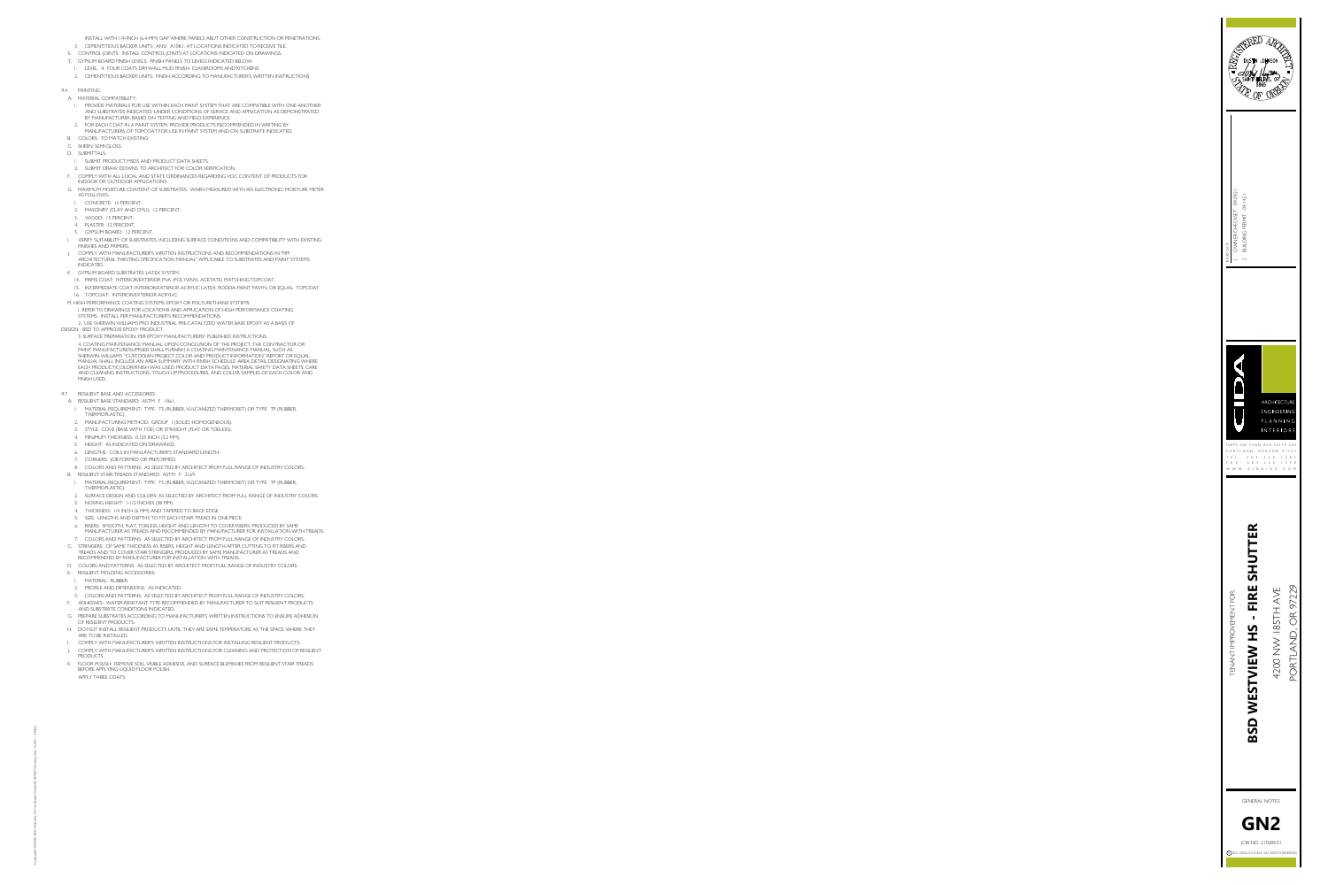INSTALL WITH 1/4-INCH (6.4-MM) GAP WHERE PANELS ABUT OTHER CONSTRUCTION OR PENETRATIONS.

3. CEMENTITIOUS BACKER UNITS: ANSI A108.1, AT LOCATIONS INDICATED TO RECEIVE TILE.

S. CONTROL JOINTS: INSTALL CONTROL JOINTS AT LOCATIONS INDICATED ON DRAWINGS.

T. GYPSUM BOARD FINISH LEVELS: FINISH PANELS TO LEVELS INDICATED BELOW:

1. LEVEL 4: FOUR COATS DRYWALL MUD FINISH- CLASSROOMS AND KITCHENS.
2. CEMENTITIOUS BACKER UNITS: FINISH ACCORDING TO MANUFACTURER'S WRITTEN INSTRUCTIONS

## 9.4 PAINTING

A. MATERIAL COMPATIBILITY:

1. PROVIDE MATERIALS FOR USE WITHIN EACH PAINT SYSTEM THAT ARE COMPATIBLE WITH ONE ANOTHER AND SUBSTRATES INDICATED, UNDER CONDITIONS OF SERVICE AND APPLICATION AS DEMONSTRATED BY MANUFACTURER, BASED ON TESTING AND FIELD EXPERIENCE.
2. FOR EACH COAT IN A PAINT SYSTEM, PROVIDE PRODUCTS RECOMMENDED IN WRITING BY MANUFACTURERS OF TOPCOAT FOR USE IN PAINT SYSTEM AND ON SUBSTRATE INDICATED.

B. COLORS: TO MATCH EXISTING

C. SHEEN: SEMI-GLOSS.

D. SUBMITTALS:

1. SUBMIT PRODUCT MSDS AND PRODUCT DATA SHEETS.
2. SUBMIT DRAW DOWNS TO ARCHITECT FOR COLOR VERIFICATION.

F. COMPLY WITH ALL LOCAL AND STATE ORDINANCES REGARDING VOC CONTENT OF PRODUCTS FOR INDOOR OR OUTDOOR APPLICATIONS.

G. MAXIMUM MOISTURE CONTENT OF SUBSTRATES: WHEN MEASURED WITH AN ELECTRONIC MOISTURE METER AS FOLLOWS:

1. CONCRETE: 12 PERCENT.
2. MASONRY (CLAY AND CMU): 12 PERCENT.
3. WOOD: 15 PERCENT.
4. PLASTER: 12 PERCENT.
5. GYPSUM BOARD: 12 PERCENT.

I. VERIFY SUITABILITY OF SUBSTRATES, INCLUDING SURFACE CONDITIONS AND COMPATIBILITY WITH EXISTING FINISHES AND PRIMERS.

J. COMPLY WITH MANUFACTURER'S WRITTEN INSTRUCTIONS AND RECOMMENDATIONS IN "MPI ARCHITECTURAL PAINTING SPECIFICATION MANUAL" APPLICABLE TO SUBSTRATES AND PAINT SYSTEMS INDICATED.

K. GYPSUM BOARD SUBSTRATES: LATEX SYSTEM:

14. PRIME COAT: INTERIOR/EXTERIOR PVA (POLYVINYL ACETATE) MATCHING TOPCOAT.
15. INTERMEDIATE COAT: INTERIOR/EXTERIOR ACRYLIC LATEX, RODDA PAINT PASYN, OR EQUAL TOPCOAT.
16. TOPCOAT: INTERIOR/EXTERIOR ACRYLIC.

M. HIGH PERFORMANCE COATING SYSTEMS: EPOXY OR POLYURETHANE SYSTEMS

1. REFER TO DRAWINGS FOR LOCATIONS AND APPLICATION OF HIGH PERFORMANCE COATING SYSTEMS. INSTALL PER MANUFACTURER'S RECOMMENDATIONS.

2. USE SHERWIN WILLIAMS PRO INDUSTRIAL PRE-CATALYZED WATER BASE EPOXY AS A BASIS OF DESIGN - BSD TO APPROVE EPOXY PRODUCT.

3. SURFACE PREPARATION: PER EPOXY MANUFACTURERS' PUBLISHED INSTRUCTIONS.

4. COATING MAINTENANCE MANUAL: UPON CONCLUSION OF THE PROJECT, THE CONTRACTOR OR PAINT MANUFACTURER/SUPPLIER SHALL FURNISH A COATING MAINTENANCE MANUAL, SUCH AS SHERWIN-WILLIAMS "CUSTODIAN PROJECT COLOR AND PRODUCT INFORMATION" REPORT OR EQUAL. MANUAL SHALL INCLUDE AN AREA SUMMARY WITH FINISH SCHEDULE, AREA DETAIL DESIGNATING WHERE EACH PRODUCT/COLOR/FINISH WAS USED, PRODUCT DATA PAGES, MATERIAL SAFETY DATA SHEETS, CARE AND CLEANING INSTRUCTIONS, TOUCH-UP PROCEDURES, AND COLOR SAMPLES OF EACH COLOR AND FINISH USED.

## 9.7 RESILIENT BASE AND ACCESSORIES

A. RESILIENT BASE STANDARD: ASTM F 1861.

1. MATERIAL REQUIREMENT: TYPE TS (RUBBER, VULCANIZED THERMOSET) OR TYPE TP (RUBBER, THERMOPLASTIC).
2. MANUFACTURING METHOD: GROUP I (SOLID, HOMOGENEOUS).
3. STYLE: COVE (BASE WITH TOE) OR STRAIGHT (FLAT OR TOELESS).
4. MINIMUM THICKNESS: 0.125 INCH (3.2 MM).
5. HEIGHT: AS INDICATED ON DRAWINGS.
6. LENGTHS: COILS IN MANUFACTURER'S STANDARD LENGTH.
7. CORNERS: JOB FORMED OR PREFORMED.
8. COLORS AND PATTERNS: AS SELECTED BY ARCHITECT FROM FULL RANGE OF INDUSTRY COLORS.

B. RESILIENT STAIR TREADS STANDARD: ASTM F 2169.

1. MATERIAL REQUIREMENT: TYPE TS (RUBBER, VULCANIZED THERMOSET) OR TYPE TP (RUBBER, THERMOPLASTIC).
2. SURFACE DESIGN AND COLORS: AS SELECTED BY ARCHITECT FROM FULL RANGE OF INDUSTRY COLORS.
3. NOSING HEIGHT: 1-1/2 INCHES (38 MM).
4. THICKNESS: 1/4 INCH (6 MM) AND TAPERED TO BACK EDGE.
5. SIZE: LENGTHS AND DEPTHS TO FIT EACH STAIR TREAD IN ONE PIECE.
6. RISERS: SMOOTH, FLAT, TOELESS; HEIGHT AND LENGTH TO COVER RISERS; PRODUCED BY SAME MANUFACTURER AS TREADS AND RECOMMENDED BY MANUFACTURER FOR INSTALLATION WITH TREADS.
7. COLORS AND PATTERNS: AS SELECTED BY ARCHITECT FROM FULL RANGE OF INDUSTRY COLORS.

C. STRINGERS: OF SAME THICKNESS AS RISERS, HEIGHT AND LENGTH AFTER CUTTING TO FIT RISERS AND TREADS AND TO COVER STAIR STRINGERS; PRODUCED BY SAME MANUFACTURER AS TREADS AND RECOMMENDED BY MANUFACTURER FOR INSTALLATION WITH TREADS.

D. COLORS AND PATTERNS: AS SELECTED BY ARCHITECT FROM FULL RANGE OF INDUSTRY COLORS.

E. RESILIENT MOLDING ACCESSORIES:

1. MATERIAL: RUBBER.
2. PROFILE AND DIMENSIONS: AS INDICATED.
3. COLORS AND PATTERNS: AS SELECTED BY ARCHITECT FROM FULL RANGE OF INDUSTRY COLORS.

F. ADHESIVES: WATER-RESISTANT TYPE RECOMMENDED BY MANUFACTURER TO SUIT RESILIENT PRODUCTS AND SUBSTRATE CONDITIONS INDICATED.

G. PREPARE SUBSTRATES ACCORDING TO MANUFACTURER'S WRITTEN INSTRUCTIONS TO ENSURE ADHESION OF RESILIENT PRODUCTS.

H. DO NOT INSTALL RESILIENT PRODUCTS UNTIL THEY ARE SAME TEMPERATURE AS THE SPACE WHERE THEY ARE TO BE INSTALLED.

I. COMPLY WITH MANUFACTURER'S WRITTEN INSTRUCTIONS FOR INSTALLING RESILIENT PRODUCTS.

J. COMPLY WITH MANUFACTURER'S WRITTEN INSTRUCTIONS FOR CLEANING AND PROTECTION OF RESILIENT PRODUCTS.

K. FLOOR POLISH: REMOVE SOIL, VISIBLE ADHESIVE, AND SURFACE BLEMISHES FROM RESILIENT STAIR TREADS BEFORE APPLYING LIQUID FLOOR POLISH.

APPLY THREE COATS.

---

REGISTERED ARCHITECT
DUSTIN JOHNSON
SAINT HELENS, OR
5965
STATE OF OREGON

1. OWNER CHECKSET 09/19/21
2. BUILDING PERMIT 09/14/21

CIDA
ARCHITECTURE
ENGINEERING
PLANNING
INTERIORS

15895 SW 72ND AVE SUITE 200
PORTLAND, OREGON 97224
TEL: 503.226.1285
FAX: 503.226.1670
WWW.CIDAINC.COM

TENANT IMPROVEMENT FOR:

**BSD WESTVIEW HS - FIRE SHUTTER**

4200 NW 185TH AVE
PORTLAND, OR 97229

GENERAL NOTES

**GN2**

JOB NO. 21D28.01

© 2021 CIDA P.C./CIDA. ALL RIGHTS RESERVED